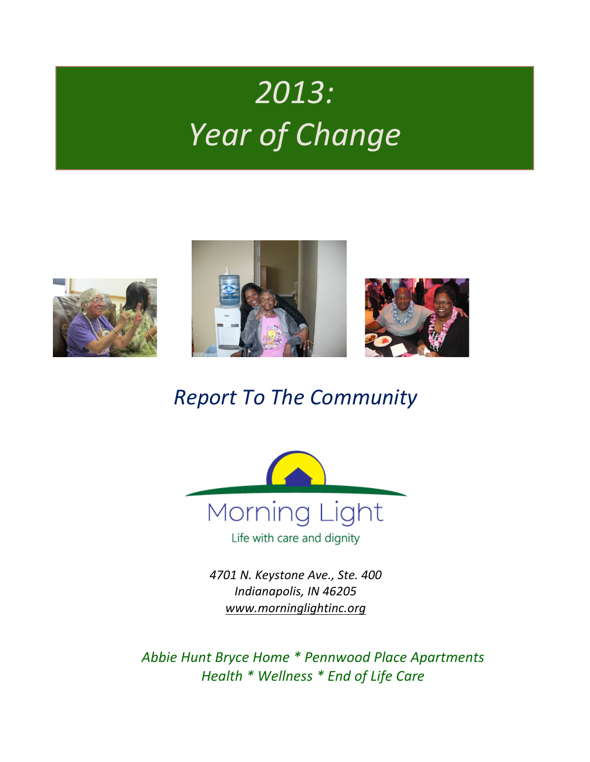# *2013: Year of Change*

## *Report To The Community*

Morning Light

Life with care and dignity

*4701 N. Keystone Ave., Ste. 400*
*Indianapolis, IN 46205*
*www.morninglightinc.org*

*Abbie Hunt Bryce Home * Pennwood Place Apartments*
*Health * Wellness * End of Life Care*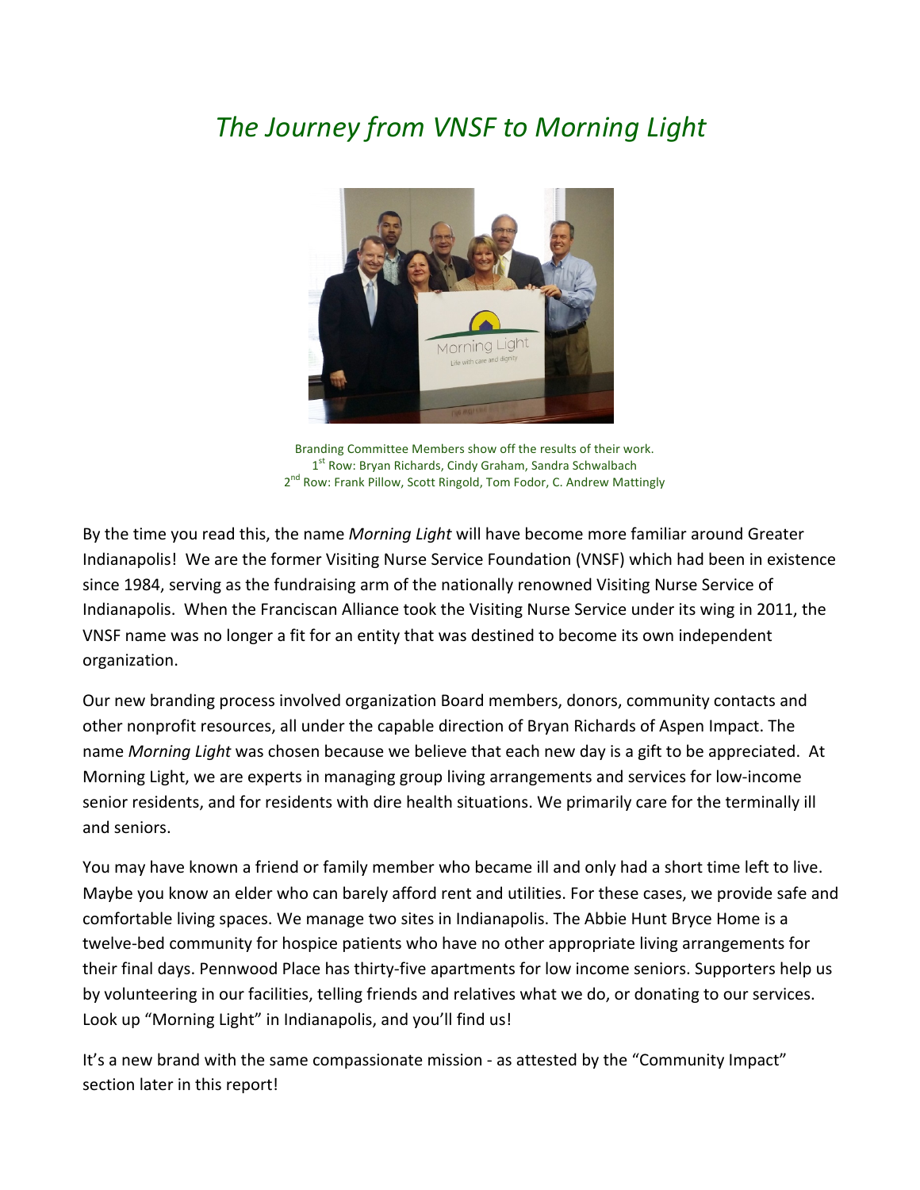# *The Journey from VNSF to Morning Light*

Branding Committee Members show off the results of their work.
1st Row: Bryan Richards, Cindy Graham, Sandra Schwalbach
2nd Row: Frank Pillow, Scott Ringold, Tom Fodor, C. Andrew Mattingly

By the time you read this, the name *Morning Light* will have become more familiar around Greater Indianapolis! We are the former Visiting Nurse Service Foundation (VNSF) which had been in existence since 1984, serving as the fundraising arm of the nationally renowned Visiting Nurse Service of Indianapolis. When the Franciscan Alliance took the Visiting Nurse Service under its wing in 2011, the VNSF name was no longer a fit for an entity that was destined to become its own independent organization.

Our new branding process involved organization Board members, donors, community contacts and other nonprofit resources, all under the capable direction of Bryan Richards of Aspen Impact. The name *Morning Light* was chosen because we believe that each new day is a gift to be appreciated. At Morning Light, we are experts in managing group living arrangements and services for low-income senior residents, and for residents with dire health situations. We primarily care for the terminally ill and seniors.

You may have known a friend or family member who became ill and only had a short time left to live. Maybe you know an elder who can barely afford rent and utilities. For these cases, we provide safe and comfortable living spaces. We manage two sites in Indianapolis. The Abbie Hunt Bryce Home is a twelve-bed community for hospice patients who have no other appropriate living arrangements for their final days. Pennwood Place has thirty-five apartments for low income seniors. Supporters help us by volunteering in our facilities, telling friends and relatives what we do, or donating to our services. Look up "Morning Light" in Indianapolis, and you'll find us!

It's a new brand with the same compassionate mission - as attested by the "Community Impact" section later in this report!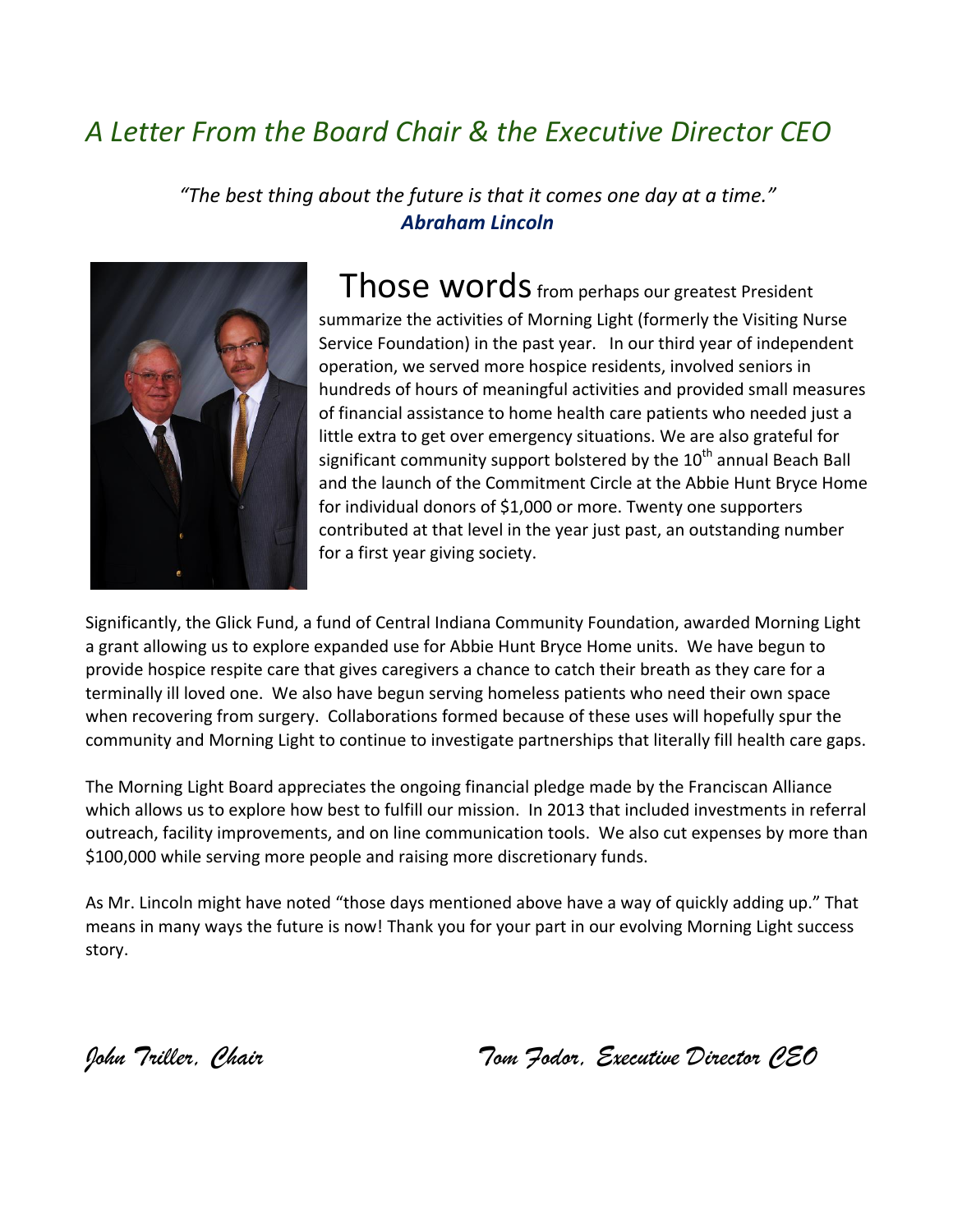# *A Letter From the Board Chair & the Executive Director CEO*

*"The best thing about the future is that it comes one day at a time."*
***Abraham Lincoln***

Those words from perhaps our greatest President summarize the activities of Morning Light (formerly the Visiting Nurse Service Foundation) in the past year. In our third year of independent operation, we served more hospice residents, involved seniors in hundreds of hours of meaningful activities and provided small measures of financial assistance to home health care patients who needed just a little extra to get over emergency situations. We are also grateful for significant community support bolstered by the 10th annual Beach Ball and the launch of the Commitment Circle at the Abbie Hunt Bryce Home for individual donors of $1,000 or more. Twenty one supporters contributed at that level in the year just past, an outstanding number for a first year giving society.

Significantly, the Glick Fund, a fund of Central Indiana Community Foundation, awarded Morning Light a grant allowing us to explore expanded use for Abbie Hunt Bryce Home units. We have begun to provide hospice respite care that gives caregivers a chance to catch their breath as they care for a terminally ill loved one. We also have begun serving homeless patients who need their own space when recovering from surgery. Collaborations formed because of these uses will hopefully spur the community and Morning Light to continue to investigate partnerships that literally fill health care gaps.

The Morning Light Board appreciates the ongoing financial pledge made by the Franciscan Alliance which allows us to explore how best to fulfill our mission. In 2013 that included investments in referral outreach, facility improvements, and on line communication tools. We also cut expenses by more than $100,000 while serving more people and raising more discretionary funds.

As Mr. Lincoln might have noted "those days mentioned above have a way of quickly adding up." That means in many ways the future is now! Thank you for your part in our evolving Morning Light success story.

*John Triller, Chair*

*Tom Fodor, Executive Director CEO*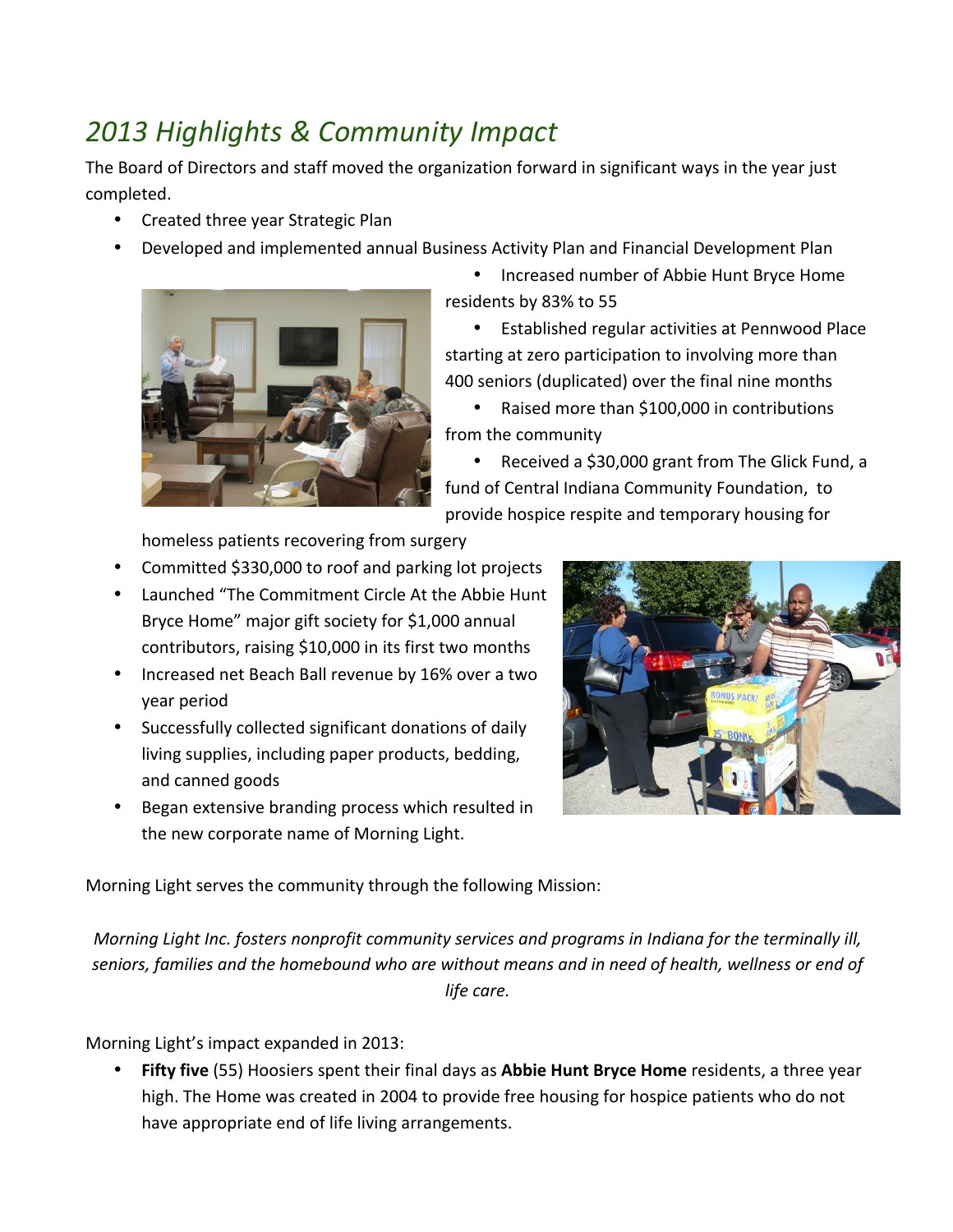## *2013 Highlights & Community Impact*

The Board of Directors and staff moved the organization forward in significant ways in the year just completed.

- Created three year Strategic Plan
- Developed and implemented annual Business Activity Plan and Financial Development Plan
- Increased number of Abbie Hunt Bryce Home residents by 83% to 55
- Established regular activities at Pennwood Place starting at zero participation to involving more than 400 seniors (duplicated) over the final nine months
- Raised more than $100,000 in contributions from the community
- Received a $30,000 grant from The Glick Fund, a fund of Central Indiana Community Foundation, to provide hospice respite and temporary housing for homeless patients recovering from surgery
- Committed $330,000 to roof and parking lot projects
- Launched "The Commitment Circle At the Abbie Hunt Bryce Home" major gift society for $1,000 annual contributors, raising $10,000 in its first two months
- Increased net Beach Ball revenue by 16% over a two year period
- Successfully collected significant donations of daily living supplies, including paper products, bedding, and canned goods
- Began extensive branding process which resulted in the new corporate name of Morning Light.

Morning Light serves the community through the following Mission:

*Morning Light Inc. fosters nonprofit community services and programs in Indiana for the terminally ill, seniors, families and the homebound who are without means and in need of health, wellness or end of life care.*

Morning Light's impact expanded in 2013:

- **Fifty five** (55) Hoosiers spent their final days as **Abbie Hunt Bryce Home** residents, a three year high. The Home was created in 2004 to provide free housing for hospice patients who do not have appropriate end of life living arrangements.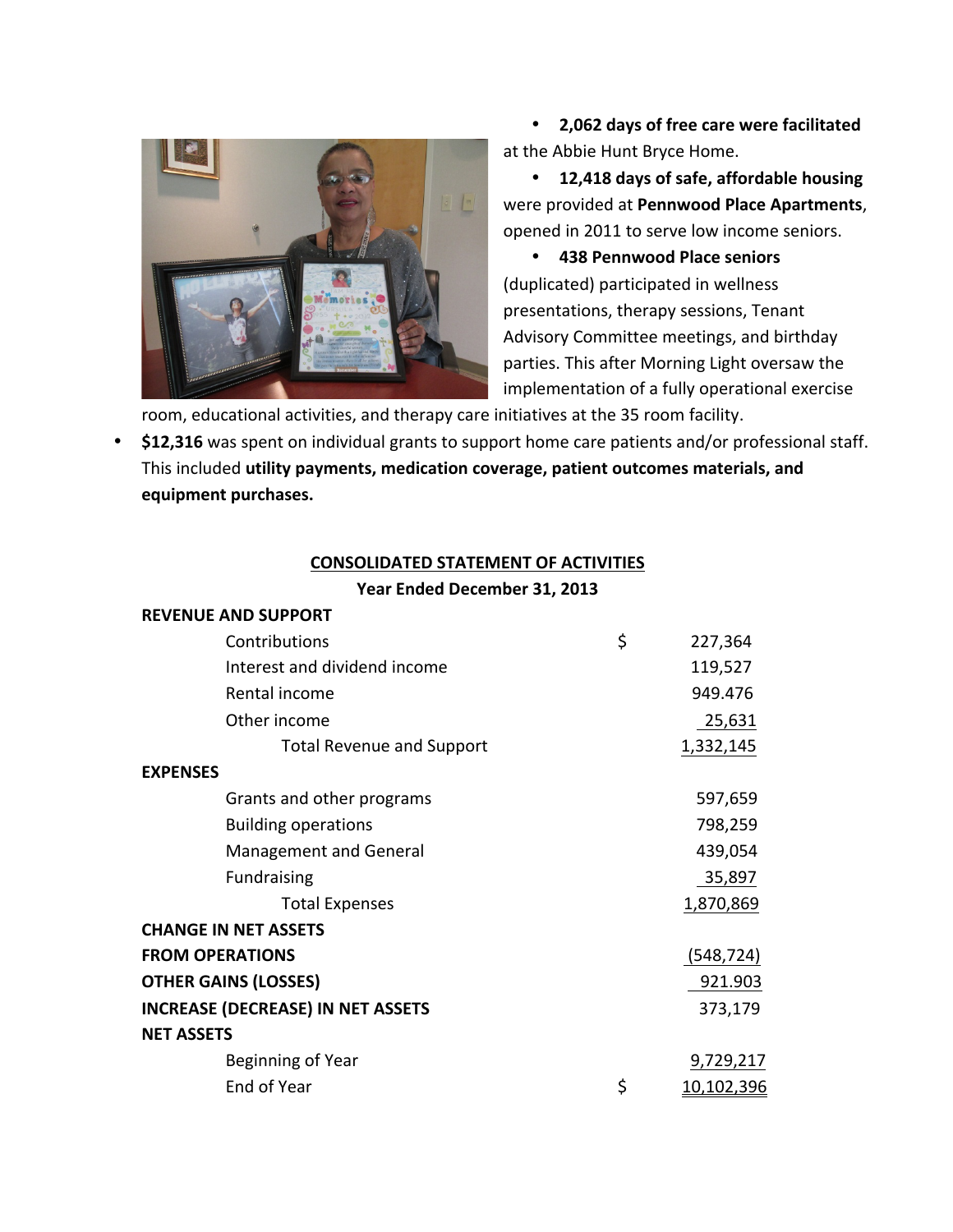- **2,062 days of free care were facilitated** at the Abbie Hunt Bryce Home.
- **12,418 days of safe, affordable housing** were provided at **Pennwood Place Apartments**, opened in 2011 to serve low income seniors.
- **438 Pennwood Place seniors** (duplicated) participated in wellness presentations, therapy sessions, Tenant Advisory Committee meetings, and birthday parties. This after Morning Light oversaw the implementation of a fully operational exercise room, educational activities, and therapy care initiatives at the 35 room facility.
- **$12,316** was spent on individual grants to support home care patients and/or professional staff. This included **utility payments, medication coverage, patient outcomes materials, and equipment purchases.**

**CONSOLIDATED STATEMENT OF ACTIVITIES**

**Year Ended December 31, 2013**

| | | |
|---|---|---|
| **REVENUE AND SUPPORT** | | |
| Contributions | $ | 227,364 |
| Interest and dividend income | | 119,527 |
| Rental income | | 949.476 |
| Other income | | 25,631 |
| Total Revenue and Support | | 1,332,145 |
| **EXPENSES** | | |
| Grants and other programs | | 597,659 |
| Building operations | | 798,259 |
| Management and General | | 439,054 |
| Fundraising | | 35,897 |
| Total Expenses | | 1,870,869 |
| **CHANGE IN NET ASSETS FROM OPERATIONS** | | (548,724) |
| **OTHER GAINS (LOSSES)** | | 921.903 |
| **INCREASE (DECREASE) IN NET ASSETS** | | 373,179 |
| **NET ASSETS** | | |
| Beginning of Year | | 9,729,217 |
| End of Year | $ | 10,102,396 |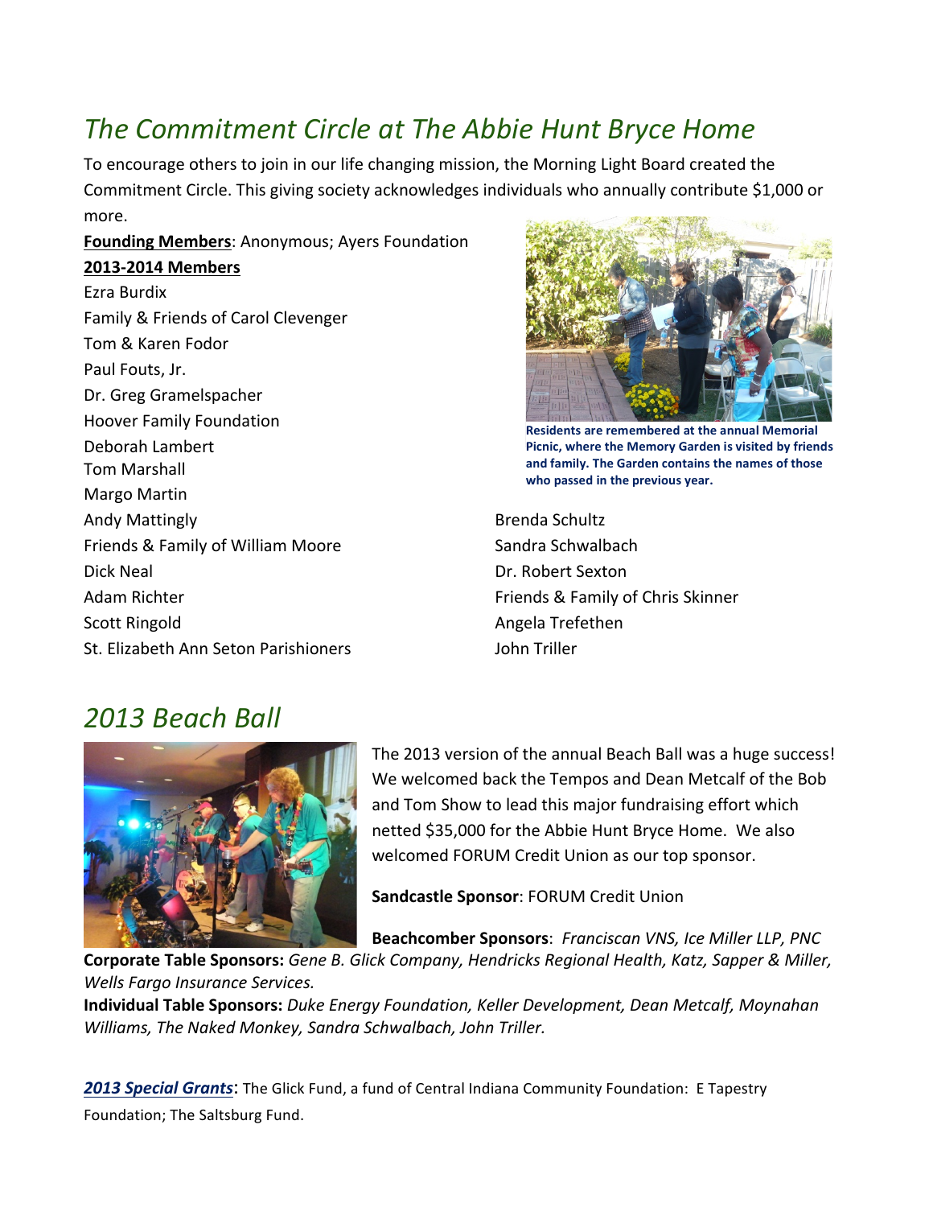## *The Commitment Circle at The Abbie Hunt Bryce Home*

To encourage others to join in our life changing mission, the Morning Light Board created the Commitment Circle. This giving society acknowledges individuals who annually contribute $1,000 or more.

**Founding Members**: Anonymous; Ayers Foundation

**2013-2014 Members**

Ezra Burdix
Family & Friends of Carol Clevenger
Tom & Karen Fodor
Paul Fouts, Jr.
Dr. Greg Gramelspacher
Hoover Family Foundation
Deborah Lambert
Tom Marshall
Margo Martin
Andy Mattingly
Friends & Family of William Moore
Dick Neal
Adam Richter
Scott Ringold
St. Elizabeth Ann Seton Parishioners
Brenda Schultz
Sandra Schwalbach
Dr. Robert Sexton
Friends & Family of Chris Skinner
Angela Trefethen
John Triller

**Residents are remembered at the annual Memorial Picnic, where the Memory Garden is visited by friends and family. The Garden contains the names of those who passed in the previous year.**

## *2013 Beach Ball*

The 2013 version of the annual Beach Ball was a huge success! We welcomed back the Tempos and Dean Metcalf of the Bob and Tom Show to lead this major fundraising effort which netted $35,000 for the Abbie Hunt Bryce Home. We also welcomed FORUM Credit Union as our top sponsor.

**Sandcastle Sponsor**: FORUM Credit Union

**Beachcomber Sponsors**: *Franciscan VNS, Ice Miller LLP, PNC*

**Corporate Table Sponsors:** *Gene B. Glick Company, Hendricks Regional Health, Katz, Sapper & Miller, Wells Fargo Insurance Services.*

**Individual Table Sponsors:** *Duke Energy Foundation, Keller Development, Dean Metcalf, Moynahan Williams, The Naked Monkey, Sandra Schwalbach, John Triller.*

***2013 Special Grants*:** The Glick Fund, a fund of Central Indiana Community Foundation: E Tapestry Foundation; The Saltsburg Fund.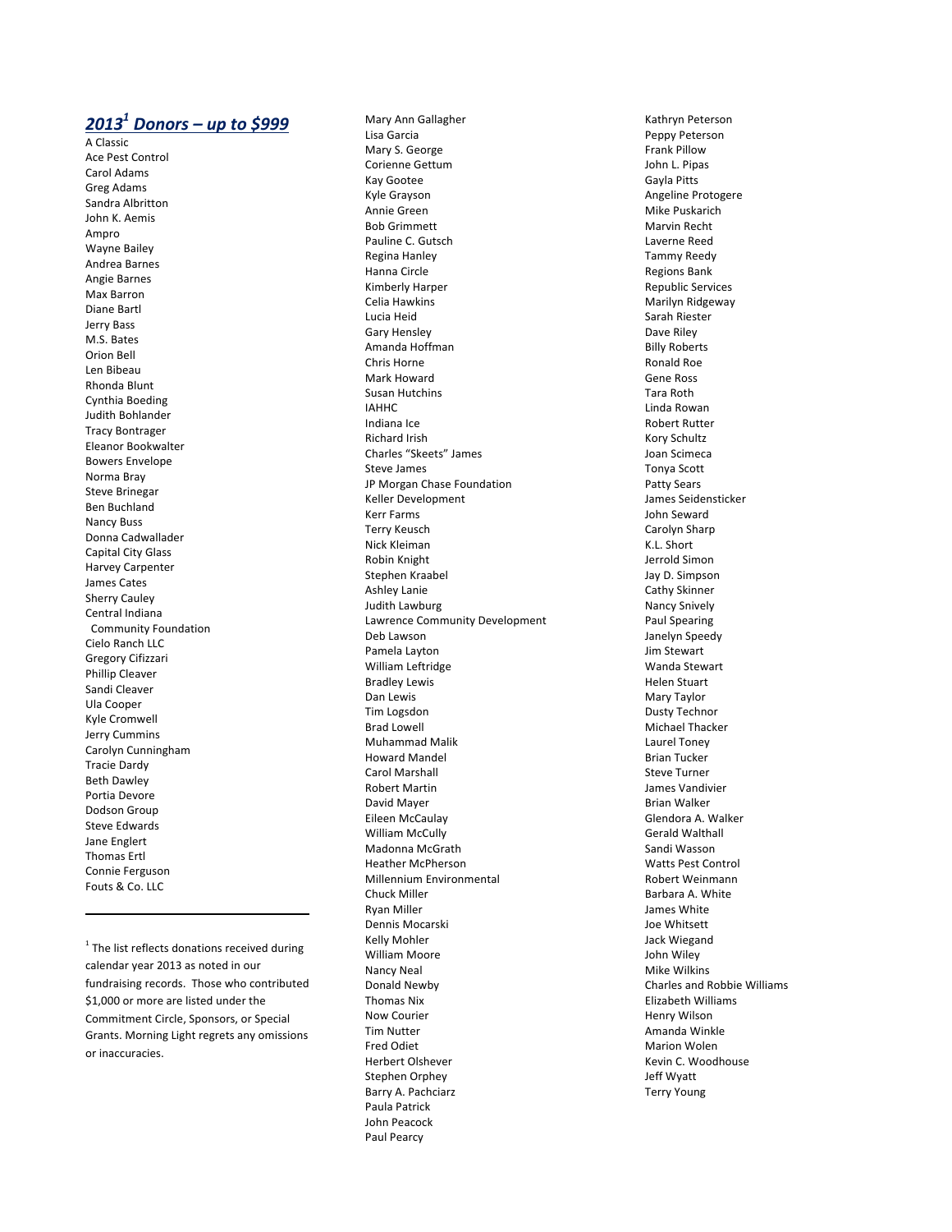## *2013[1] Donors – up to $999*

A Classic
Ace Pest Control
Carol Adams
Greg Adams
Sandra Albritton
John K. Aemis
Ampro
Wayne Bailey
Andrea Barnes
Angie Barnes
Max Barron
Diane Bartl
Jerry Bass
M.S. Bates
Orion Bell
Len Bibeau
Rhonda Blunt
Cynthia Boeding
Judith Bohlander
Tracy Bontrager
Eleanor Bookwalter
Bowers Envelope
Norma Bray
Steve Brinegar
Ben Buchland
Nancy Buss
Donna Cadwallader
Capital City Glass
Harvey Carpenter
James Cates
Sherry Cauley
Central Indiana Community Foundation
Cielo Ranch LLC
Gregory Cifizzari
Phillip Cleaver
Sandi Cleaver
Ula Cooper
Kyle Cromwell
Jerry Cummins
Carolyn Cunningham
Tracie Dardy
Beth Dawley
Portia Devore
Dodson Group
Steve Edwards
Jane Englert
Thomas Ertl
Connie Ferguson
Fouts & Co. LLC
Mary Ann Gallagher
Lisa Garcia
Mary S. George
Corienne Gettum
Kay Gootee
Kyle Grayson
Annie Green
Bob Grimmett
Pauline C. Gutsch
Regina Hanley
Hanna Circle
Kimberly Harper
Celia Hawkins
Lucia Heid
Gary Hensley
Amanda Hoffman
Chris Horne
Mark Howard
Susan Hutchins
IAHHC
Indiana Ice
Richard Irish
Charles "Skeets" James
Steve James
JP Morgan Chase Foundation
Keller Development
Kerr Farms
Terry Keusch
Nick Kleiman
Robin Knight
Stephen Kraabel
Ashley Lanie
Judith Lawburg
Lawrence Community Development
Deb Lawson
Pamela Layton
William Leftridge
Bradley Lewis
Dan Lewis
Tim Logsdon
Brad Lowell
Muhammad Malik
Howard Mandel
Carol Marshall
Robert Martin
David Mayer
Eileen McCaulay
William McCully
Madonna McGrath
Heather McPherson
Millennium Environmental
Chuck Miller
Ryan Miller
Dennis Mocarski
Kelly Mohler
William Moore
Nancy Neal
Donald Newby
Thomas Nix
Now Courier
Tim Nutter
Fred Odiet
Herbert Olshever
Stephen Orphey
Barry A. Pachciarz
Paula Patrick
John Peacock
Paul Pearcy
Kathryn Peterson
Peppy Peterson
Frank Pillow
John L. Pipas
Gayla Pitts
Angeline Protogere
Mike Puskarich
Marvin Recht
Laverne Reed
Tammy Reedy
Regions Bank
Republic Services
Marilyn Ridgeway
Sarah Riester
Dave Riley
Billy Roberts
Ronald Roe
Gene Ross
Tara Roth
Linda Rowan
Robert Rutter
Kory Schultz
Joan Scimeca
Tonya Scott
Patty Sears
James Seidensticker
John Seward
Carolyn Sharp
K.L. Short
Jerrold Simon
Jay D. Simpson
Cathy Skinner
Nancy Snively
Paul Spearing
Janelyn Speedy
Jim Stewart
Wanda Stewart
Helen Stuart
Mary Taylor
Dusty Technor
Michael Thacker
Laurel Toney
Brian Tucker
Steve Turner
James Vandivier
Brian Walker
Glendora A. Walker
Gerald Walthall
Sandi Wasson
Watts Pest Control
Robert Weinmann
Barbara A. White
James White
Joe Whitsett
Jack Wiegand
John Wiley
Mike Wilkins
Charles and Robbie Williams
Elizabeth Williams
Henry Wilson
Amanda Winkle
Marion Wolen
Kevin C. Woodhouse
Jeff Wyatt
Terry Young

---

[1] The list reflects donations received during calendar year 2013 as noted in our fundraising records. Those who contributed $1,000 or more are listed under the Commitment Circle, Sponsors, or Special Grants. Morning Light regrets any omissions or inaccuracies.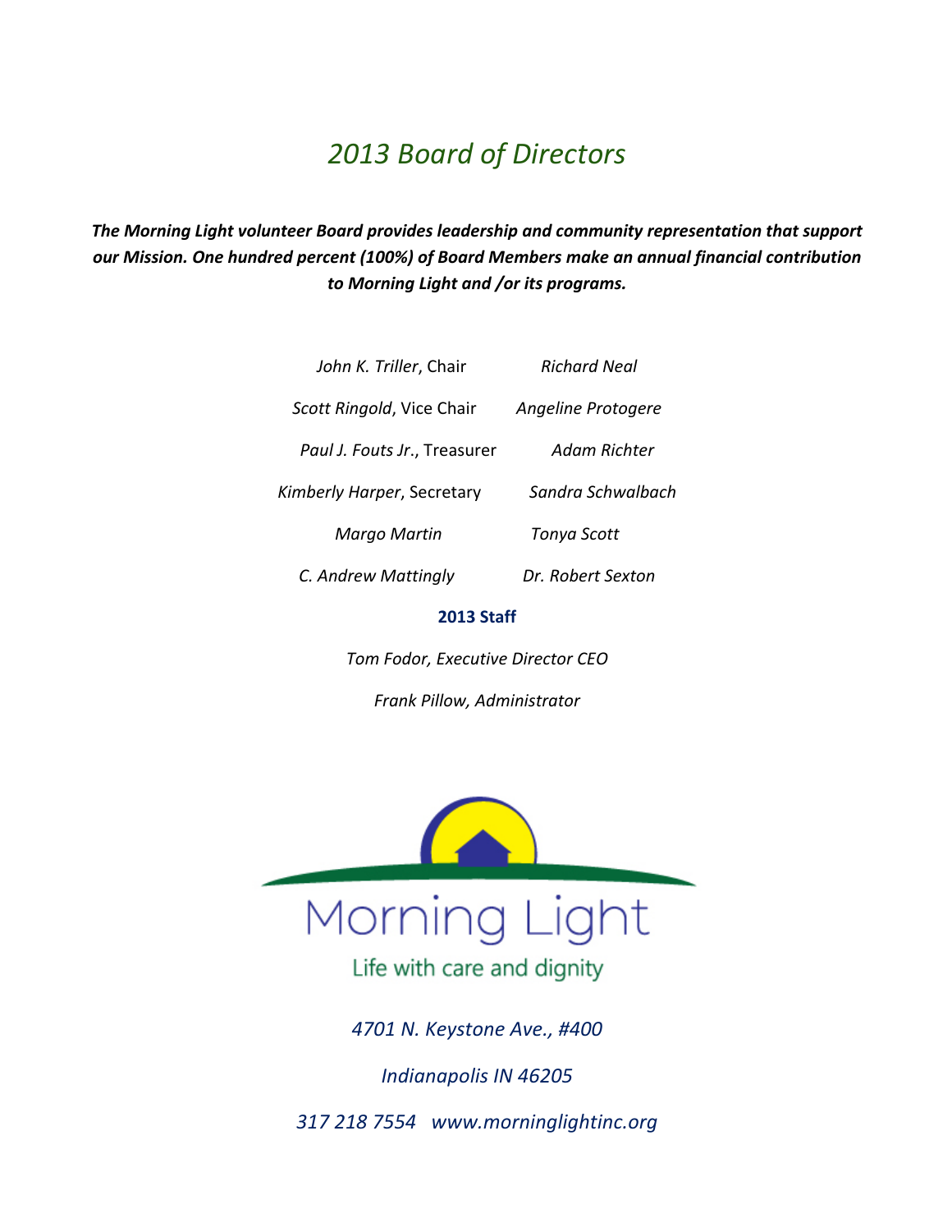# *2013 Board of Directors*

***The Morning Light volunteer Board provides leadership and community representation that support our Mission. One hundred percent (100%) of Board Members make an annual financial contribution to Morning Light and /or its programs.***

*John K. Triller*, Chair

*Scott Ringold*, Vice Chair

*Paul J. Fouts Jr.*, Treasurer

*Kimberly Harper*, Secretary

*Margo Martin*

*C. Andrew Mattingly*

*Richard Neal*

*Angeline Protogere*

*Adam Richter*

*Sandra Schwalbach*

*Tonya Scott*

*Dr. Robert Sexton*

**2013 Staff**

*Tom Fodor, Executive Director CEO*

*Frank Pillow, Administrator*

Morning Light

Life with care and dignity

*4701 N. Keystone Ave., #400*

*Indianapolis IN 46205*

*317 218 7554 www.morninglightinc.org*